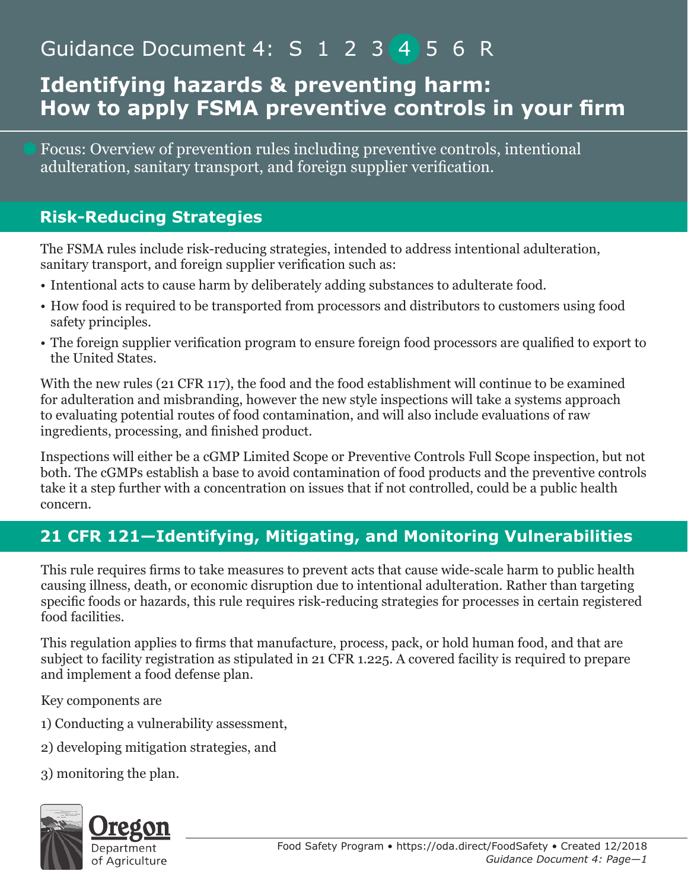Guidance Document 4: S 1 2 3 4 5 6 R

# Identifying hazards & preventing harm: How to apply FSMA preventive controls in your firm

Focus: Overview of prevention rules including preventive controls, intentional adulteration, sanitary transport, and foreign supplier verification.

## Risk-Reducing Strategies

The FSMA rules include risk-reducing strategies, intended to address intentional adulteration, sanitary transport, and foreign supplier verification such as:

- Intentional acts to cause harm by deliberately adding substances to adulterate food.
- How food is required to be transported from processors and distributors to customers using food safety principles.
- The foreign supplier verification program to ensure foreign food processors are qualified to export to the United States.

With the new rules (21 CFR 117), the food and the food establishment will continue to be examined for adulteration and misbranding, however the new style inspections will take a systems approach to evaluating potential routes of food contamination, and will also include evaluations of raw ingredients, processing, and finished product.

Inspections will either be a cGMP Limited Scope or Preventive Controls Full Scope inspection, but not both. The cGMPs establish a base to avoid contamination of food products and the preventive controls take it a step further with a concentration on issues that if not controlled, could be a public health concern.

## 21 CFR 121—Identifying, Mitigating, and Monitoring Vulnerabilities

This rule requires firms to take measures to prevent acts that cause wide-scale harm to public health causing illness, death, or economic disruption due to intentional adulteration. Rather than targeting specific foods or hazards, this rule requires risk-reducing strategies for processes in certain registered food facilities.

This regulation applies to firms that manufacture, process, pack, or hold human food, and that are subject to facility registration as stipulated in 21 CFR 1.225. A covered facility is required to prepare and implement a food defense plan.

Key components are

1) Conducting a vulnerability assessment,

2) developing mitigation strategies, and

3) monitoring the plan.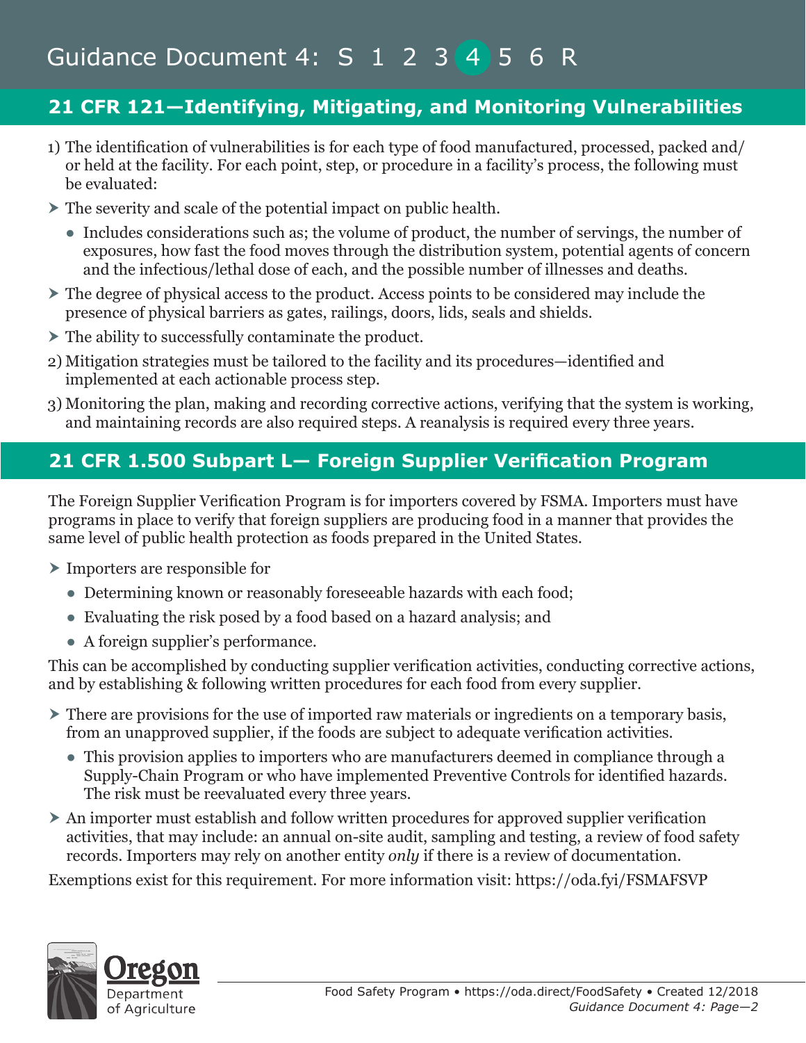## 21 CFR 121—Identifying, Mitigating, and Monitoring Vulnerabilities

1) The identification of vulnerabilities is for each type of food manufactured, processed, packed and/or held at the facility. For each point, step, or procedure in a facility's process, the following must be evaluated:

- The severity and scale of the potential impact on public health.
  - Includes considerations such as; the volume of product, the number of servings, the number of exposures, how fast the food moves through the distribution system, potential agents of concern and the infectious/lethal dose of each, and the possible number of illnesses and deaths.
- The degree of physical access to the product. Access points to be considered may include the presence of physical barriers as gates, railings, doors, lids, seals and shields.
- The ability to successfully contaminate the product.

2) Mitigation strategies must be tailored to the facility and its procedures—identified and implemented at each actionable process step.

3) Monitoring the plan, making and recording corrective actions, verifying that the system is working, and maintaining records are also required steps. A reanalysis is required every three years.

## 21 CFR 1.500 Subpart L— Foreign Supplier Verification Program

The Foreign Supplier Verification Program is for importers covered by FSMA. Importers must have programs in place to verify that foreign suppliers are producing food in a manner that provides the same level of public health protection as foods prepared in the United States.

- Importers are responsible for
  - Determining known or reasonably foreseeable hazards with each food;
  - Evaluating the risk posed by a food based on a hazard analysis; and
  - A foreign supplier's performance.

This can be accomplished by conducting supplier verification activities, conducting corrective actions, and by establishing & following written procedures for each food from every supplier.

- There are provisions for the use of imported raw materials or ingredients on a temporary basis, from an unapproved supplier, if the foods are subject to adequate verification activities.
  - This provision applies to importers who are manufacturers deemed in compliance through a Supply-Chain Program or who have implemented Preventive Controls for identified hazards. The risk must be reevaluated every three years.
- An importer must establish and follow written procedures for approved supplier verification activities, that may include: an annual on-site audit, sampling and testing, a review of food safety records. Importers may rely on another entity *only* if there is a review of documentation.

Exemptions exist for this requirement. For more information visit: https://oda.fyi/FSMAFSVP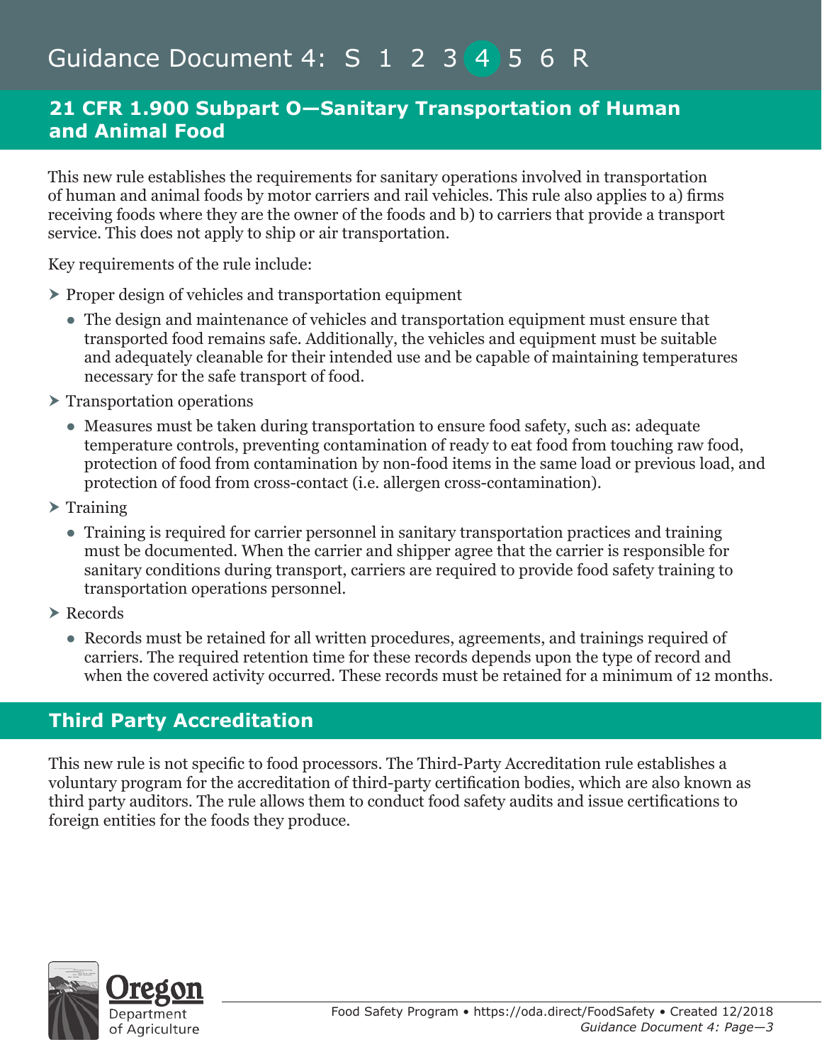## 21 CFR 1.900 Subpart O—Sanitary Transportation of Human and Animal Food

This new rule establishes the requirements for sanitary operations involved in transportation of human and animal foods by motor carriers and rail vehicles. This rule also applies to a) firms receiving foods where they are the owner of the foods and b) to carriers that provide a transport service. This does not apply to ship or air transportation.

Key requirements of the rule include:

- Proper design of vehicles and transportation equipment
  - The design and maintenance of vehicles and transportation equipment must ensure that transported food remains safe. Additionally, the vehicles and equipment must be suitable and adequately cleanable for their intended use and be capable of maintaining temperatures necessary for the safe transport of food.
- Transportation operations
  - Measures must be taken during transportation to ensure food safety, such as: adequate temperature controls, preventing contamination of ready to eat food from touching raw food, protection of food from contamination by non-food items in the same load or previous load, and protection of food from cross-contact (i.e. allergen cross-contamination).
- Training
  - Training is required for carrier personnel in sanitary transportation practices and training must be documented. When the carrier and shipper agree that the carrier is responsible for sanitary conditions during transport, carriers are required to provide food safety training to transportation operations personnel.
- Records
  - Records must be retained for all written procedures, agreements, and trainings required of carriers. The required retention time for these records depends upon the type of record and when the covered activity occurred. These records must be retained for a minimum of 12 months.

## Third Party Accreditation

This new rule is not specific to food processors. The Third-Party Accreditation rule establishes a voluntary program for the accreditation of third-party certification bodies, which are also known as third party auditors. The rule allows them to conduct food safety audits and issue certifications to foreign entities for the foods they produce.